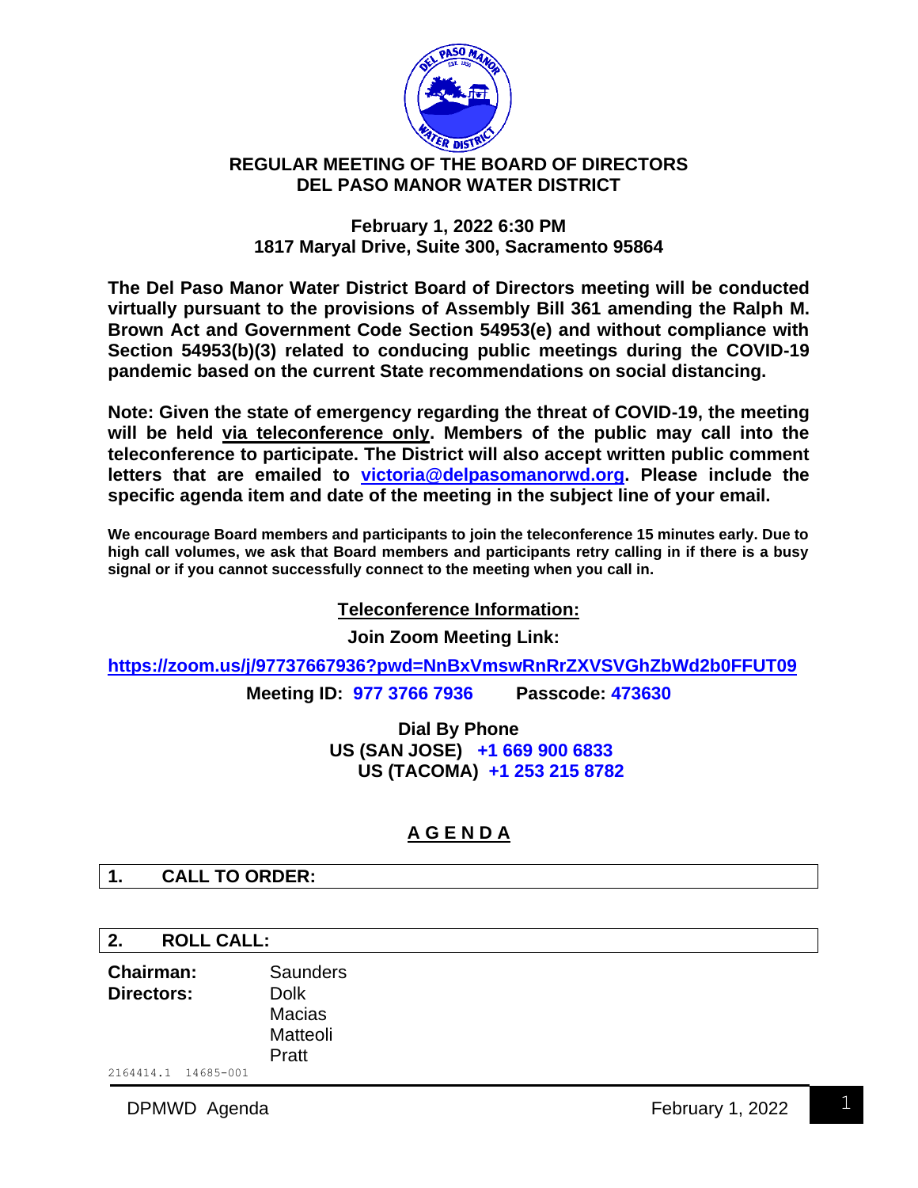# REGULAR MEETING OF THE BOARD OF DIRECTORS
# DEL PASO MANOR WATER DISTRICT

**February 1, 2022 6:30 PM**
**1817 Maryal Drive, Suite 300, Sacramento 95864**

**The Del Paso Manor Water District Board of Directors meeting will be conducted virtually pursuant to the provisions of Assembly Bill 361 amending the Ralph M. Brown Act and Government Code Section 54953(e) and without compliance with Section 54953(b)(3) related to conducing public meetings during the COVID-19 pandemic based on the current State recommendations on social distancing.**

**Note: Given the state of emergency regarding the threat of COVID-19, the meeting will be held via teleconference only. Members of the public may call into the teleconference to participate. The District will also accept written public comment letters that are emailed to victoria@delpasomanorwd.org. Please include the specific agenda item and date of the meeting in the subject line of your email.**

**We encourage Board members and participants to join the teleconference 15 minutes early. Due to high call volumes, we ask that Board members and participants retry calling in if there is a busy signal or if you cannot successfully connect to the meeting when you call in.**

**Teleconference Information:**

**Join Zoom Meeting Link:**

**https://zoom.us/j/97737667936?pwd=NnBxVmswRnRrZXVSVGhZbWd2b0FFUT09**

**Meeting ID: 977 3766 7936  Passcode: 473630**

**Dial By Phone**
**US (SAN JOSE) +1 669 900 6833**
**US (TACOMA) +1 253 215 8782**

## A G E N D A

## 1. CALL TO ORDER:

## 2. ROLL CALL:

**Chairman:** Saunders
**Directors:** Dolk
Macias
Matteoli
Pratt

2164414.1 14685-001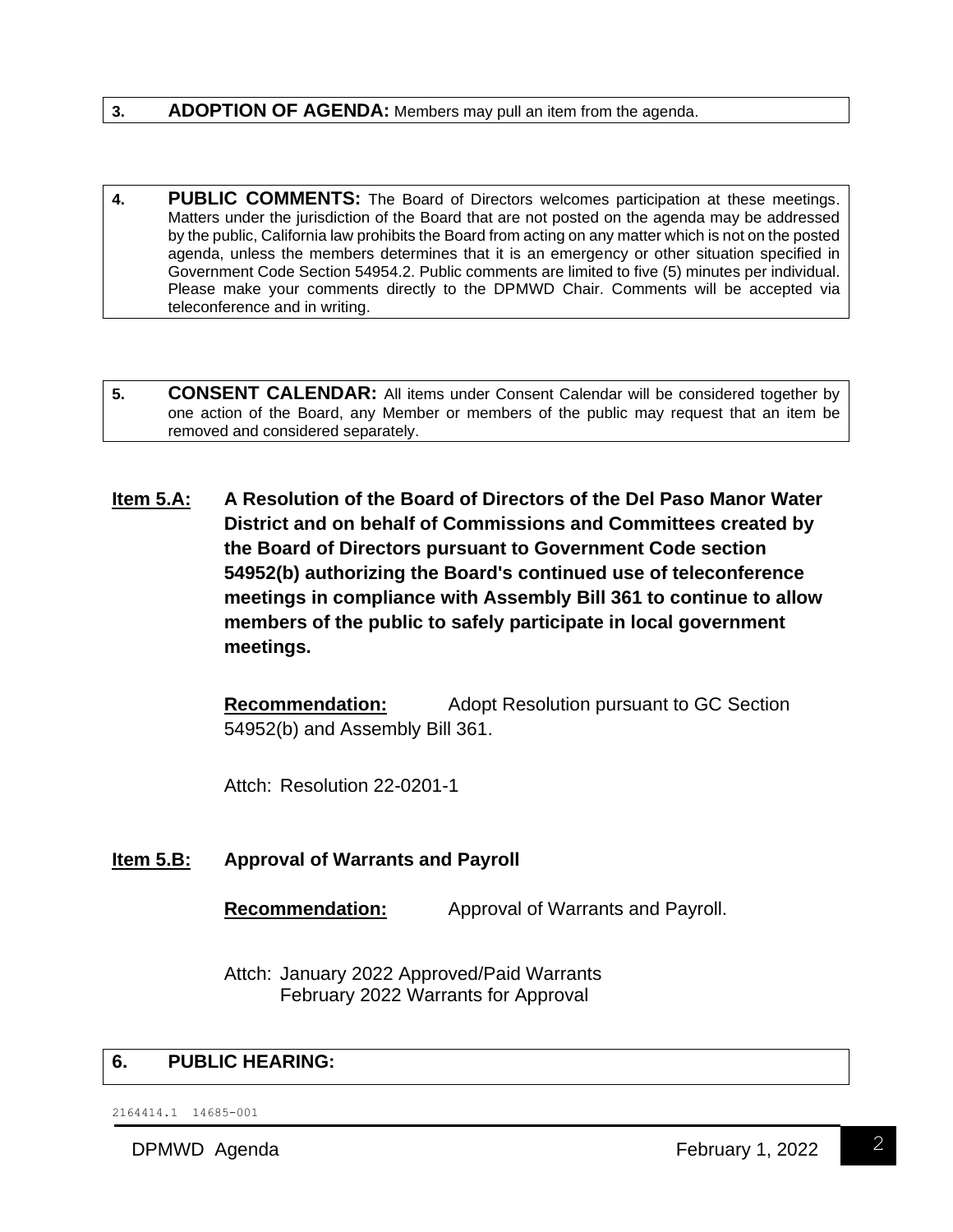**3. ADOPTION OF AGENDA:** Members may pull an item from the agenda.

**4. PUBLIC COMMENTS:** The Board of Directors welcomes participation at these meetings. Matters under the jurisdiction of the Board that are not posted on the agenda may be addressed by the public, California law prohibits the Board from acting on any matter which is not on the posted agenda, unless the members determines that it is an emergency or other situation specified in Government Code Section 54954.2. Public comments are limited to five (5) minutes per individual. Please make your comments directly to the DPMWD Chair. Comments will be accepted via teleconference and in writing.

**5. CONSENT CALENDAR:** All items under Consent Calendar will be considered together by one action of the Board, any Member or members of the public may request that an item be removed and considered separately.

**Item 5.A: A Resolution of the Board of Directors of the Del Paso Manor Water District and on behalf of Commissions and Committees created by the Board of Directors pursuant to Government Code section 54952(b) authorizing the Board's continued use of teleconference meetings in compliance with Assembly Bill 361 to continue to allow members of the public to safely participate in local government meetings.**

**Recommendation:** Adopt Resolution pursuant to GC Section 54952(b) and Assembly Bill 361.

Attch: Resolution 22-0201-1

**Item 5.B: Approval of Warrants and Payroll**

**Recommendation:** Approval of Warrants and Payroll.

Attch: January 2022 Approved/Paid Warrants
February 2022 Warrants for Approval

**6. PUBLIC HEARING:**

2164414.1 14685-001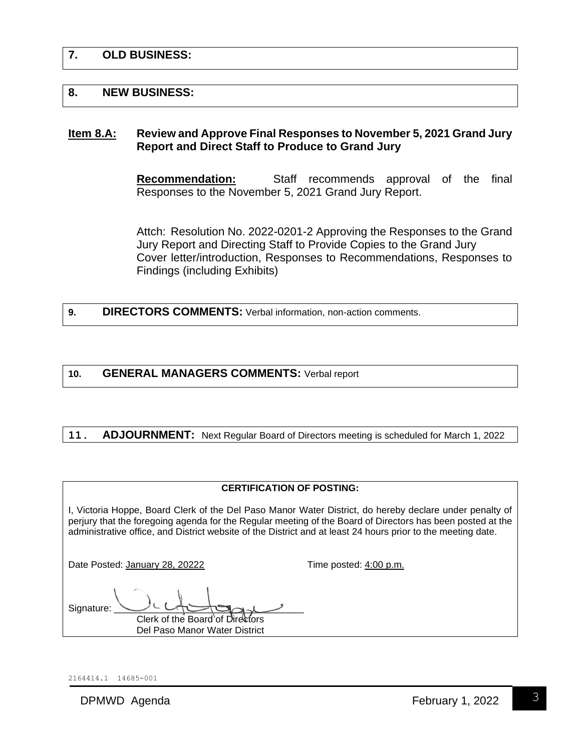## 7. OLD BUSINESS:

## 8. NEW BUSINESS:

**Item 8.A: Review and Approve Final Responses to November 5, 2021 Grand Jury Report and Direct Staff to Produce to Grand Jury**

**Recommendation:** Staff recommends approval of the final Responses to the November 5, 2021 Grand Jury Report.

Attch: Resolution No. 2022-0201-2 Approving the Responses to the Grand Jury Report and Directing Staff to Provide Copies to the Grand Jury
Cover letter/introduction, Responses to Recommendations, Responses to Findings (including Exhibits)

## 9. DIRECTORS COMMENTS: Verbal information, non-action comments.

## 10. GENERAL MANAGERS COMMENTS: Verbal report

## 11. ADJOURNMENT: Next Regular Board of Directors meeting is scheduled for March 1, 2022

**CERTIFICATION OF POSTING:**

I, Victoria Hoppe, Board Clerk of the Del Paso Manor Water District, do hereby declare under penalty of perjury that the foregoing agenda for the Regular meeting of the Board of Directors has been posted at the administrative office, and District website of the District and at least 24 hours prior to the meeting date.

Date Posted: January 28, 20222 Time posted: 4:00 p.m.

Signature: ______________________
Clerk of the Board of Directors
Del Paso Manor Water District

2164414.1 14685-001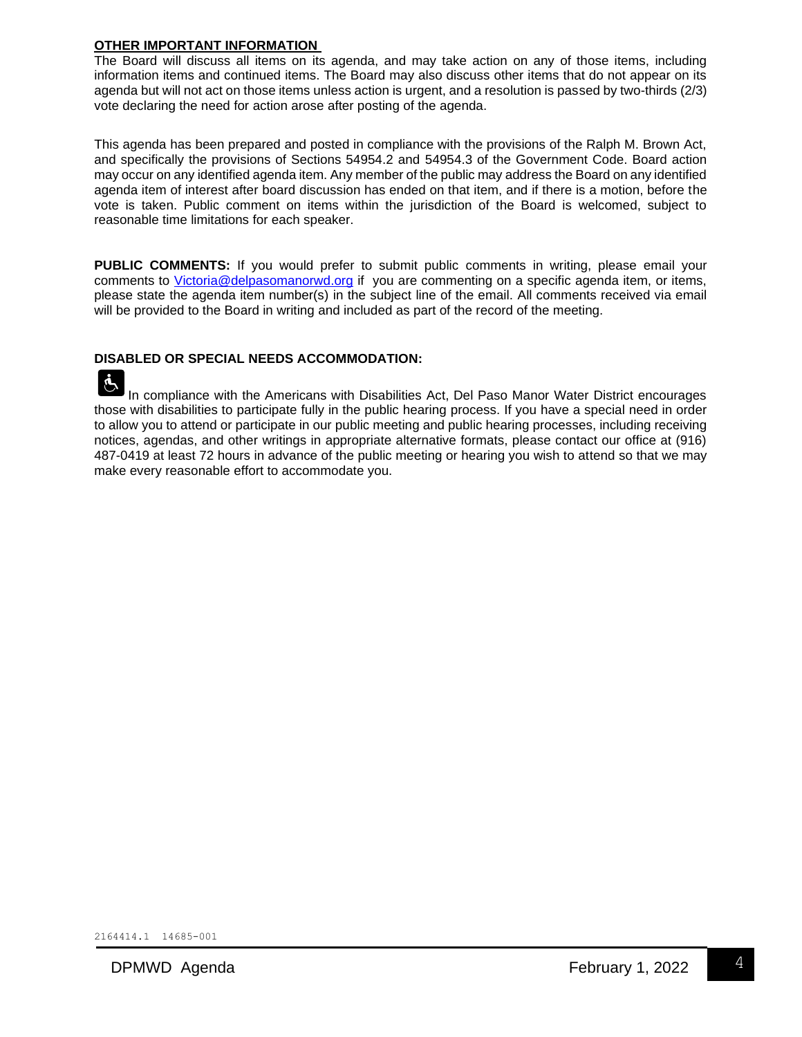**OTHER IMPORTANT INFORMATION**

The Board will discuss all items on its agenda, and may take action on any of those items, including information items and continued items. The Board may also discuss other items that do not appear on its agenda but will not act on those items unless action is urgent, and a resolution is passed by two-thirds (2/3) vote declaring the need for action arose after posting of the agenda.

This agenda has been prepared and posted in compliance with the provisions of the Ralph M. Brown Act, and specifically the provisions of Sections 54954.2 and 54954.3 of the Government Code. Board action may occur on any identified agenda item. Any member of the public may address the Board on any identified agenda item of interest after board discussion has ended on that item, and if there is a motion, before the vote is taken. Public comment on items within the jurisdiction of the Board is welcomed, subject to reasonable time limitations for each speaker.

**PUBLIC COMMENTS:** If you would prefer to submit public comments in writing, please email your comments to Victoria@delpasomanorwd.org if you are commenting on a specific agenda item, or items, please state the agenda item number(s) in the subject line of the email. All comments received via email will be provided to the Board in writing and included as part of the record of the meeting.

**DISABLED OR SPECIAL NEEDS ACCOMMODATION:**

In compliance with the Americans with Disabilities Act, Del Paso Manor Water District encourages those with disabilities to participate fully in the public hearing process. If you have a special need in order to allow you to attend or participate in our public meeting and public hearing processes, including receiving notices, agendas, and other writings in appropriate alternative formats, please contact our office at (916) 487-0419 at least 72 hours in advance of the public meeting or hearing you wish to attend so that we may make every reasonable effort to accommodate you.

2164414.1 14685-001